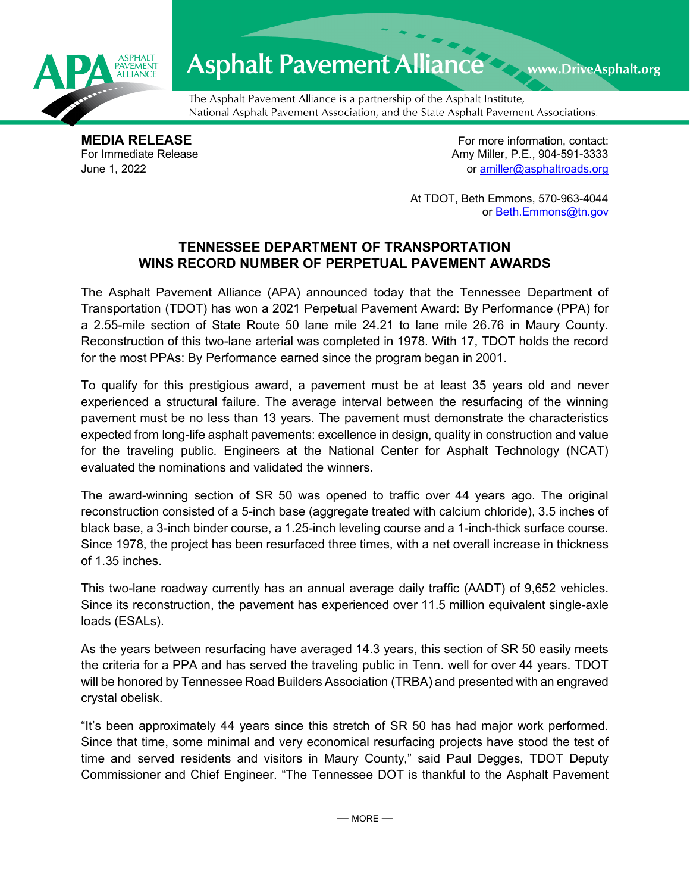Asphalt Pavement Alliance — www.DriveAsphalt.org

The Asphalt Pavement Alliance is a partnership of the Asphalt Institute, National Asphalt Pavement Association, and the State Asphalt Pavement Associations.

**MEDIA RELEASE**
For Immediate Release
June 1, 2022

For more information, contact:
Amy Miller, P.E., 904-591-3333
or amiller@asphaltroads.org

At TDOT, Beth Emmons, 570-963-4044
or Beth.Emmons@tn.gov

## TENNESSEE DEPARTMENT OF TRANSPORTATION WINS RECORD NUMBER OF PERPETUAL PAVEMENT AWARDS

The Asphalt Pavement Alliance (APA) announced today that the Tennessee Department of Transportation (TDOT) has won a 2021 Perpetual Pavement Award: By Performance (PPA) for a 2.55-mile section of State Route 50 lane mile 24.21 to lane mile 26.76 in Maury County. Reconstruction of this two-lane arterial was completed in 1978. With 17, TDOT holds the record for the most PPAs: By Performance earned since the program began in 2001.

To qualify for this prestigious award, a pavement must be at least 35 years old and never experienced a structural failure. The average interval between the resurfacing of the winning pavement must be no less than 13 years. The pavement must demonstrate the characteristics expected from long-life asphalt pavements: excellence in design, quality in construction and value for the traveling public. Engineers at the National Center for Asphalt Technology (NCAT) evaluated the nominations and validated the winners.

The award-winning section of SR 50 was opened to traffic over 44 years ago. The original reconstruction consisted of a 5-inch base (aggregate treated with calcium chloride), 3.5 inches of black base, a 3-inch binder course, a 1.25-inch leveling course and a 1-inch-thick surface course. Since 1978, the project has been resurfaced three times, with a net overall increase in thickness of 1.35 inches.

This two-lane roadway currently has an annual average daily traffic (AADT) of 9,652 vehicles. Since its reconstruction, the pavement has experienced over 11.5 million equivalent single-axle loads (ESALs).

As the years between resurfacing have averaged 14.3 years, this section of SR 50 easily meets the criteria for a PPA and has served the traveling public in Tenn. well for over 44 years. TDOT will be honored by Tennessee Road Builders Association (TRBA) and presented with an engraved crystal obelisk.

"It's been approximately 44 years since this stretch of SR 50 has had major work performed. Since that time, some minimal and very economical resurfacing projects have stood the test of time and served residents and visitors in Maury County," said Paul Degges, TDOT Deputy Commissioner and Chief Engineer. "The Tennessee DOT is thankful to the Asphalt Pavement

— MORE —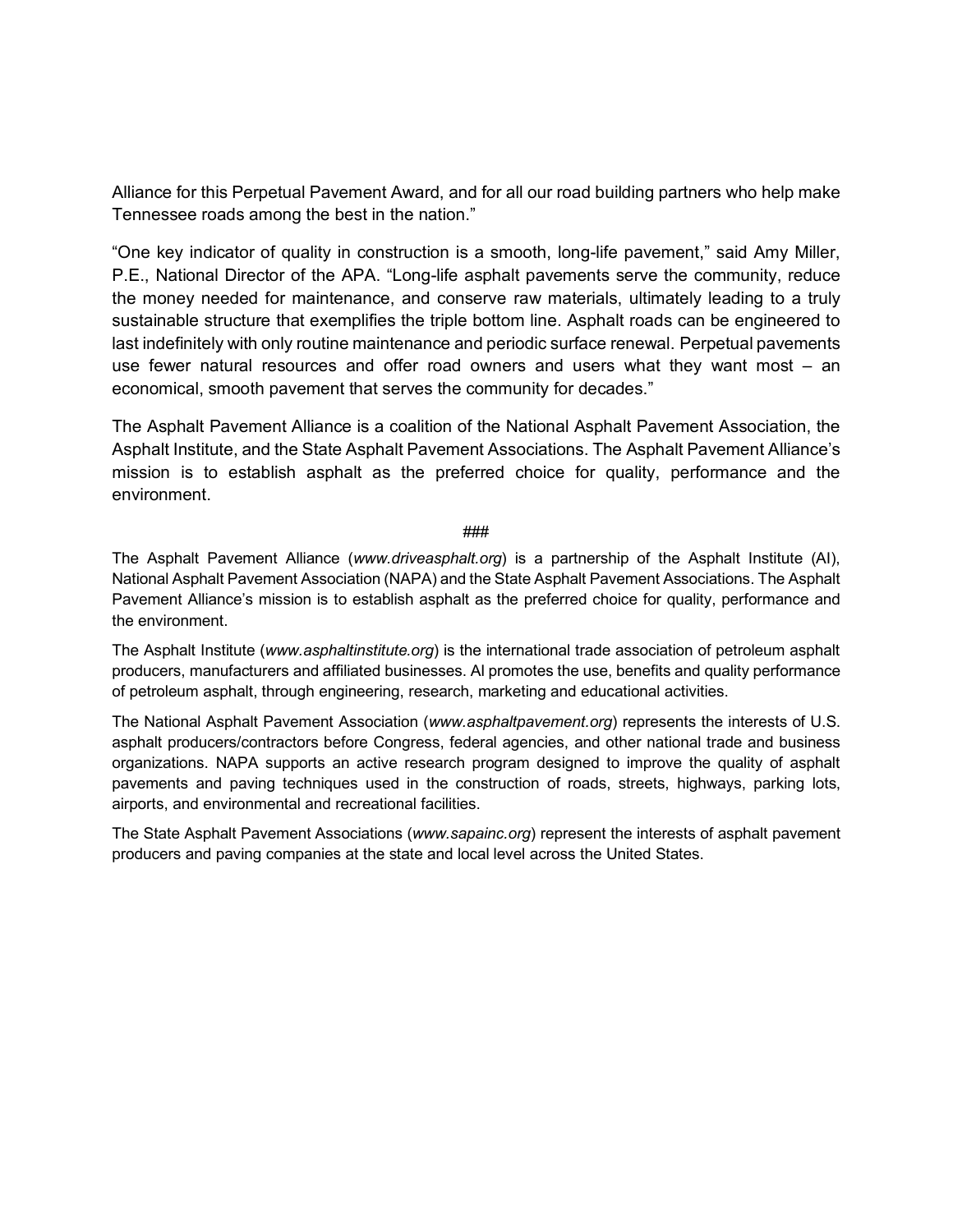Alliance for this Perpetual Pavement Award, and for all our road building partners who help make Tennessee roads among the best in the nation."

"One key indicator of quality in construction is a smooth, long-life pavement," said Amy Miller, P.E., National Director of the APA. "Long-life asphalt pavements serve the community, reduce the money needed for maintenance, and conserve raw materials, ultimately leading to a truly sustainable structure that exemplifies the triple bottom line. Asphalt roads can be engineered to last indefinitely with only routine maintenance and periodic surface renewal. Perpetual pavements use fewer natural resources and offer road owners and users what they want most – an economical, smooth pavement that serves the community for decades."

The Asphalt Pavement Alliance is a coalition of the National Asphalt Pavement Association, the Asphalt Institute, and the State Asphalt Pavement Associations. The Asphalt Pavement Alliance's mission is to establish asphalt as the preferred choice for quality, performance and the environment.

###

The Asphalt Pavement Alliance (*www.driveasphalt.org*) is a partnership of the Asphalt Institute (AI), National Asphalt Pavement Association (NAPA) and the State Asphalt Pavement Associations. The Asphalt Pavement Alliance's mission is to establish asphalt as the preferred choice for quality, performance and the environment.

The Asphalt Institute (*www.asphaltinstitute.org*) is the international trade association of petroleum asphalt producers, manufacturers and affiliated businesses. AI promotes the use, benefits and quality performance of petroleum asphalt, through engineering, research, marketing and educational activities.

The National Asphalt Pavement Association (*www.asphaltpavement.org*) represents the interests of U.S. asphalt producers/contractors before Congress, federal agencies, and other national trade and business organizations. NAPA supports an active research program designed to improve the quality of asphalt pavements and paving techniques used in the construction of roads, streets, highways, parking lots, airports, and environmental and recreational facilities.

The State Asphalt Pavement Associations (*www.sapainc.org*) represent the interests of asphalt pavement producers and paving companies at the state and local level across the United States.